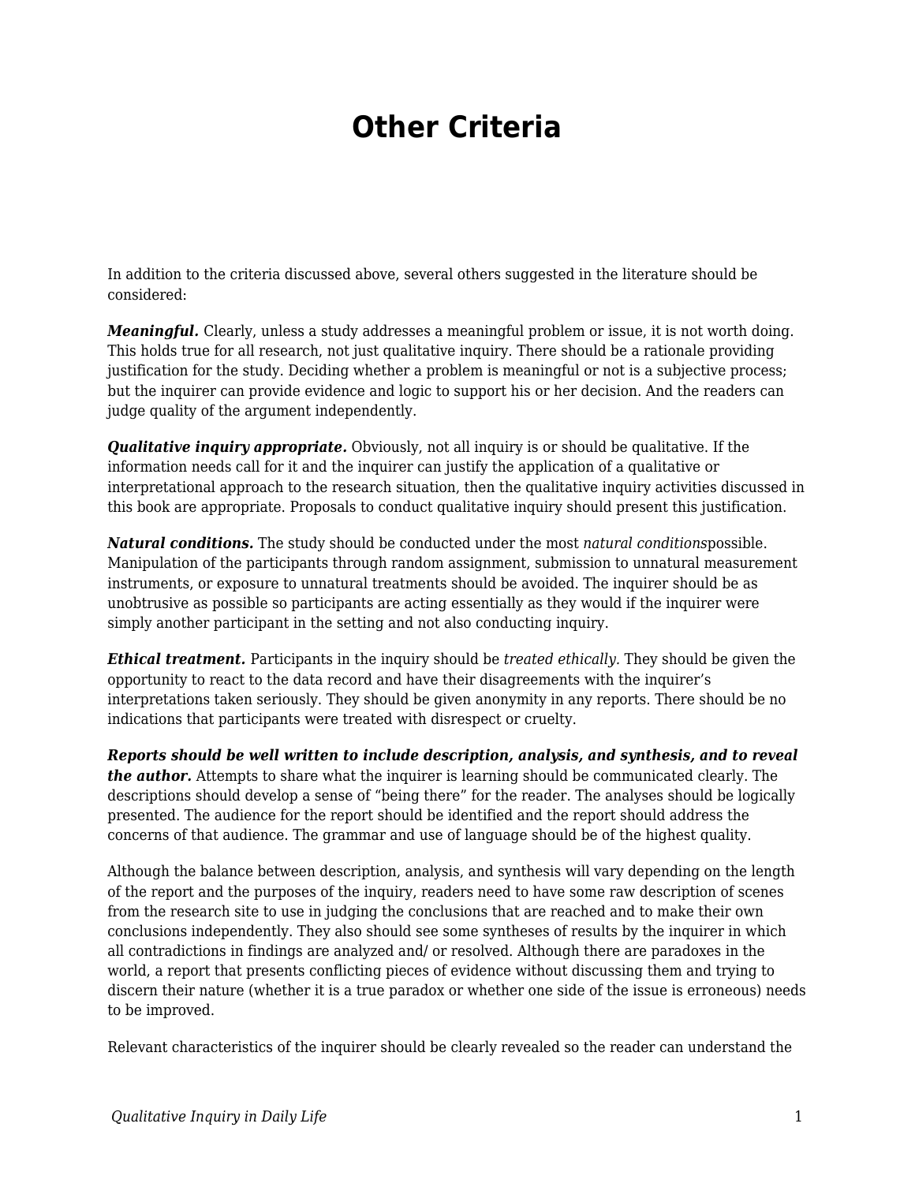# Other Criteria

In addition to the criteria discussed above, several others suggested in the literature should be considered:

***Meaningful.*** Clearly, unless a study addresses a meaningful problem or issue, it is not worth doing. This holds true for all research, not just qualitative inquiry. There should be a rationale providing justification for the study. Deciding whether a problem is meaningful or not is a subjective process; but the inquirer can provide evidence and logic to support his or her decision. And the readers can judge quality of the argument independently.

***Qualitative inquiry appropriate.*** Obviously, not all inquiry is or should be qualitative. If the information needs call for it and the inquirer can justify the application of a qualitative or interpretational approach to the research situation, then the qualitative inquiry activities discussed in this book are appropriate. Proposals to conduct qualitative inquiry should present this justification.

***Natural conditions.*** The study should be conducted under the most *natural conditions*possible. Manipulation of the participants through random assignment, submission to unnatural measurement instruments, or exposure to unnatural treatments should be avoided. The inquirer should be as unobtrusive as possible so participants are acting essentially as they would if the inquirer were simply another participant in the setting and not also conducting inquiry.

***Ethical treatment.*** Participants in the inquiry should be *treated ethically*. They should be given the opportunity to react to the data record and have their disagreements with the inquirer's interpretations taken seriously. They should be given anonymity in any reports. There should be no indications that participants were treated with disrespect or cruelty.

***Reports should be well written to include description, analysis, and synthesis, and to reveal the author.*** Attempts to share what the inquirer is learning should be communicated clearly. The descriptions should develop a sense of "being there" for the reader. The analyses should be logically presented. The audience for the report should be identified and the report should address the concerns of that audience. The grammar and use of language should be of the highest quality.

Although the balance between description, analysis, and synthesis will vary depending on the length of the report and the purposes of the inquiry, readers need to have some raw description of scenes from the research site to use in judging the conclusions that are reached and to make their own conclusions independently. They also should see some syntheses of results by the inquirer in which all contradictions in findings are analyzed and/ or resolved. Although there are paradoxes in the world, a report that presents conflicting pieces of evidence without discussing them and trying to discern their nature (whether it is a true paradox or whether one side of the issue is erroneous) needs to be improved.

Relevant characteristics of the inquirer should be clearly revealed so the reader can understand the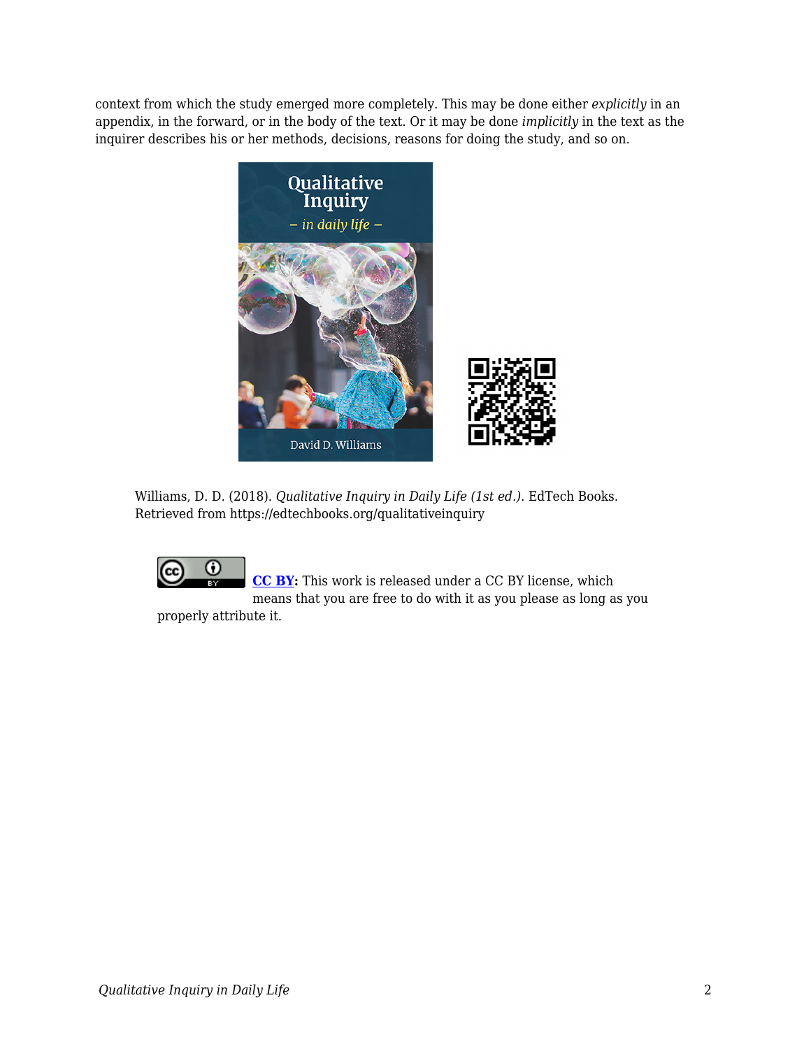context from which the study emerged more completely. This may be done either *explicitly* in an appendix, in the forward, or in the body of the text. Or it may be done *implicitly* in the text as the inquirer describes his or her methods, decisions, reasons for doing the study, and so on.

Williams, D. D. (2018). *Qualitative Inquiry in Daily Life (1st ed.)*. EdTech Books. Retrieved from https://edtechbooks.org/qualitativeinquiry

**CC BY:** This work is released under a CC BY license, which means that you are free to do with it as you please as long as you properly attribute it.